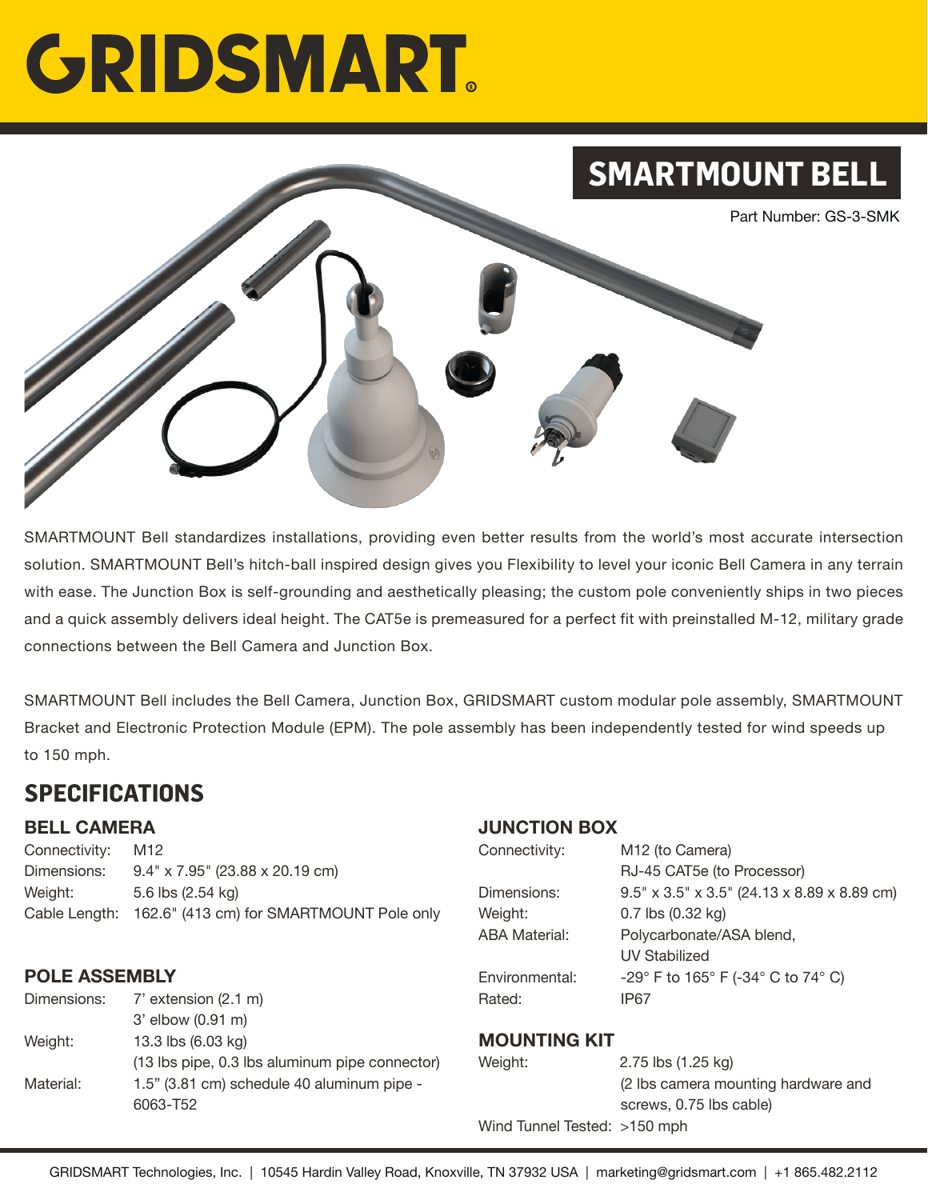# GRIDSMART

## SMARTMOUNT BELL

Part Number: GS-3-SMK

SMARTMOUNT Bell standardizes installations, providing even better results from the world's most accurate intersection solution. SMARTMOUNT Bell's hitch-ball inspired design gives you Flexibility to level your iconic Bell Camera in any terrain with ease. The Junction Box is self-grounding and aesthetically pleasing; the custom pole conveniently ships in two pieces and a quick assembly delivers ideal height. The CAT5e is premeasured for a perfect fit with preinstalled M-12, military grade connections between the Bell Camera and Junction Box.

SMARTMOUNT Bell includes the Bell Camera, Junction Box, GRIDSMART custom modular pole assembly, SMARTMOUNT Bracket and Electronic Protection Module (EPM). The pole assembly has been independently tested for wind speeds up to 150 mph.

## SPECIFICATIONS

### BELL CAMERA

| | |
|---|---|
| Connectivity: | M12 |
| Dimensions: | 9.4" x 7.95" (23.88 x 20.19 cm) |
| Weight: | 5.6 lbs (2.54 kg) |
| Cable Length: | 162.6" (413 cm) for SMARTMOUNT Pole only |

### POLE ASSEMBLY

| | |
|---|---|
| Dimensions: | 7' extension (2.1 m)<br>3' elbow (0.91 m) |
| Weight: | 13.3 lbs (6.03 kg)<br>(13 lbs pipe, 0.3 lbs aluminum pipe connector) |
| Material: | 1.5" (3.81 cm) schedule 40 aluminum pipe - 6063-T52 |

### JUNCTION BOX

| | |
|---|---|
| Connectivity: | M12 (to Camera)<br>RJ-45 CAT5e (to Processor) |
| Dimensions: | 9.5" x 3.5" x 3.5" (24.13 x 8.89 x 8.89 cm) |
| Weight: | 0.7 lbs (0.32 kg) |
| ABA Material: | Polycarbonate/ASA blend, UV Stabilized |
| Environmental: | -29° F to 165° F (-34° C to 74° C) |
| Rated: | IP67 |

### MOUNTING KIT

| | |
|---|---|
| Weight: | 2.75 lbs (1.25 kg)<br>(2 lbs camera mounting hardware and screws, 0.75 lbs cable) |
| Wind Tunnel Tested: | >150 mph |

GRIDSMART Technologies, Inc. | 10545 Hardin Valley Road, Knoxville, TN 37932 USA | marketing@gridsmart.com | +1 865.482.2112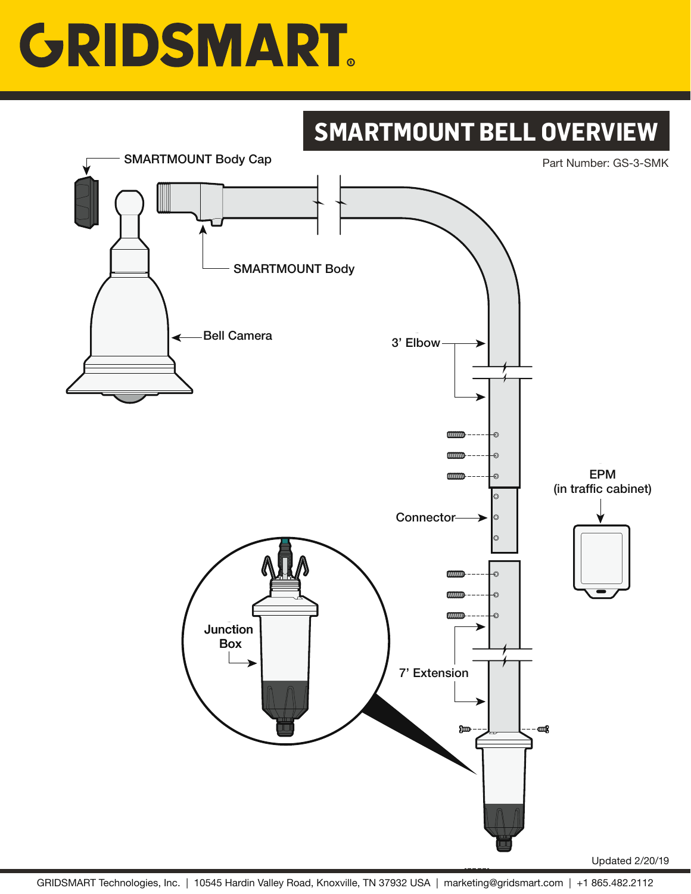# GRIDSMART

## SMARTMOUNT BELL OVERVIEW

Part Number: GS-3-SMK

SMARTMOUNT Body Cap

SMARTMOUNT Body

Bell Camera

3' Elbow

EPM
(in traffic cabinet)

Connector

Junction Box

7' Extension

Updated 2/20/19

GRIDSMART Technologies, Inc. | 10545 Hardin Valley Road, Knoxville, TN 37932 USA | marketing@gridsmart.com | +1 865.482.2112